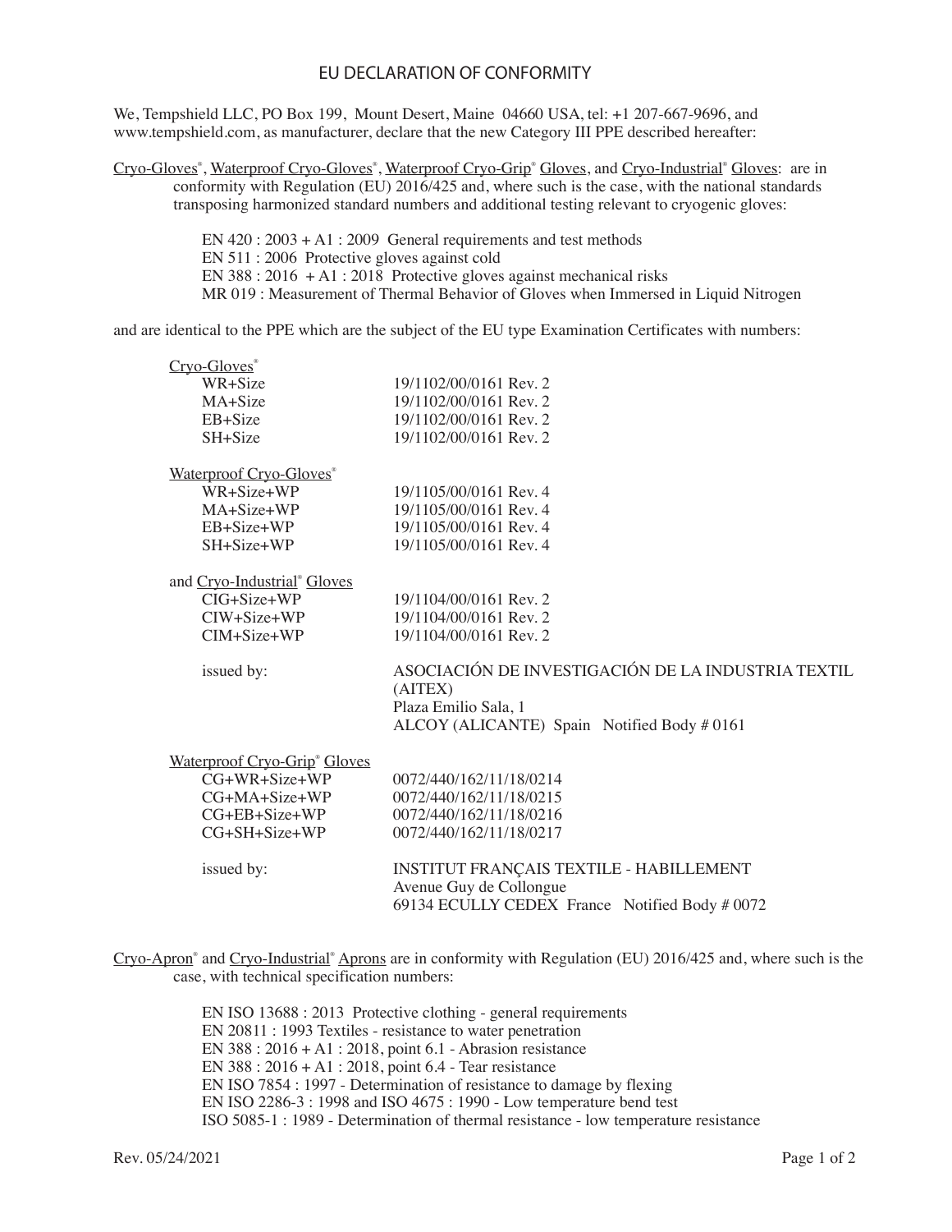# EU DECLARATION OF CONFORMITY

We, Tempshield LLC, PO Box 199, Mount Desert, Maine 04660 USA, tel: +1 207-667-9696, and www.tempshield.com, as manufacturer, declare that the new Category III PPE described hereafter:

Cryo-Gloves®, Waterproof Cryo-Gloves®, Waterproof Cryo-Grip® Gloves, and Cryo-Industrial® Gloves: are in conformity with Regulation (EU) 2016/425 and, where such is the case, with the national standards transposing harmonized standard numbers and additional testing relevant to cryogenic gloves:

EN 420 : 2003 + A1 : 2009 General requirements and test methods
EN 511 : 2006 Protective gloves against cold
EN 388 : 2016 + A1 : 2018 Protective gloves against mechanical risks
MR 019 : Measurement of Thermal Behavior of Gloves when Immersed in Liquid Nitrogen

and are identical to the PPE which are the subject of the EU type Examination Certificates with numbers:

| | |
|---|---|
| Cryo-Gloves® | |
| WR+Size | 19/1102/00/0161 Rev. 2 |
| MA+Size | 19/1102/00/0161 Rev. 2 |
| EB+Size | 19/1102/00/0161 Rev. 2 |
| SH+Size | 19/1102/00/0161 Rev. 2 |
| Waterproof Cryo-Gloves® | |
| WR+Size+WP | 19/1105/00/0161 Rev. 4 |
| MA+Size+WP | 19/1105/00/0161 Rev. 4 |
| EB+Size+WP | 19/1105/00/0161 Rev. 4 |
| SH+Size+WP | 19/1105/00/0161 Rev. 4 |
| and Cryo-Industrial® Gloves | |
| CIG+Size+WP | 19/1104/00/0161 Rev. 2 |
| CIW+Size+WP | 19/1104/00/0161 Rev. 2 |
| CIM+Size+WP | 19/1104/00/0161 Rev. 2 |
| issued by: | ASOCIACIÓN DE INVESTIGACIÓN DE LA INDUSTRIA TEXTIL (AITEX)<br>Plaza Emilio Sala, 1<br>ALCOY (ALICANTE) Spain Notified Body # 0161 |
| Waterproof Cryo-Grip® Gloves | |
| CG+WR+Size+WP | 0072/440/162/11/18/0214 |
| CG+MA+Size+WP | 0072/440/162/11/18/0215 |
| CG+EB+Size+WP | 0072/440/162/11/18/0216 |
| CG+SH+Size+WP | 0072/440/162/11/18/0217 |
| issued by: | INSTITUT FRANÇAIS TEXTILE - HABILLEMENT<br>Avenue Guy de Collongue<br>69134 ECULLY CEDEX France Notified Body # 0072 |

Cryo-Apron® and Cryo-Industrial® Aprons are in conformity with Regulation (EU) 2016/425 and, where such is the case, with technical specification numbers:

EN ISO 13688 : 2013 Protective clothing - general requirements
EN 20811 : 1993 Textiles - resistance to water penetration
EN 388 : 2016 + A1 : 2018, point 6.1 - Abrasion resistance
EN 388 : 2016 + A1 : 2018, point 6.4 - Tear resistance
EN ISO 7854 : 1997 - Determination of resistance to damage by flexing
EN ISO 2286-3 : 1998 and ISO 4675 : 1990 - Low temperature bend test
ISO 5085-1 : 1989 - Determination of thermal resistance - low temperature resistance

Rev. 05/24/2021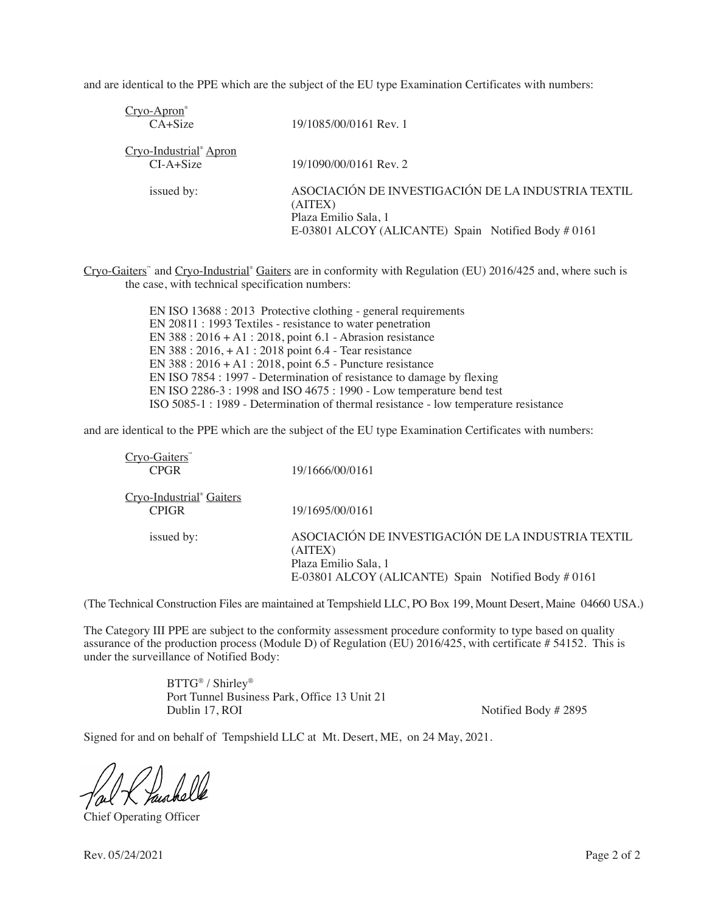and are identical to the PPE which are the subject of the EU type Examination Certificates with numbers:

| | |
|---|---|
| Cryo-Apron® CA+Size | 19/1085/00/0161 Rev. 1 |
| Cryo-Industrial® Apron CI-A+Size | 19/1090/00/0161 Rev. 2 |
| issued by: | ASOCIACIÓN DE INVESTIGACIÓN DE LA INDUSTRIA TEXTIL (AITEX) Plaza Emilio Sala, 1 E-03801 ALCOY (ALICANTE) Spain Notified Body # 0161 |

Cryo-Gaiters™ and Cryo-Industrial® Gaiters are in conformity with Regulation (EU) 2016/425 and, where such is the case, with technical specification numbers:

EN ISO 13688 : 2013 Protective clothing - general requirements  
EN 20811 : 1993 Textiles - resistance to water penetration  
EN 388 : 2016 + A1 : 2018, point 6.1 - Abrasion resistance  
EN 388 : 2016, + A1 : 2018 point 6.4 - Tear resistance  
EN 388 : 2016 + A1 : 2018, point 6.5 - Puncture resistance  
EN ISO 7854 : 1997 - Determination of resistance to damage by flexing  
EN ISO 2286-3 : 1998 and ISO 4675 : 1990 - Low temperature bend test  
ISO 5085-1 : 1989 - Determination of thermal resistance - low temperature resistance

and are identical to the PPE which are the subject of the EU type Examination Certificates with numbers:

| | |
|---|---|
| Cryo-Gaiters™ CPGR | 19/1666/00/0161 |
| Cryo-Industrial® Gaiters CPIGR | 19/1695/00/0161 |
| issued by: | ASOCIACIÓN DE INVESTIGACIÓN DE LA INDUSTRIA TEXTIL (AITEX) Plaza Emilio Sala, 1 E-03801 ALCOY (ALICANTE) Spain Notified Body # 0161 |

(The Technical Construction Files are maintained at Tempshield LLC, PO Box 199, Mount Desert, Maine 04660 USA.)

The Category III PPE are subject to the conformity assessment procedure conformity to type based on quality assurance of the production process (Module D) of Regulation (EU) 2016/425, with certificate # 54152. This is under the surveillance of Notified Body:

BTTG® / Shirley®  
Port Tunnel Business Park, Office 13 Unit 21  
Dublin 17, ROI — Notified Body # 2895

Signed for and on behalf of Tempshield LLC at Mt. Desert, ME, on 24 May, 2021.

Chief Operating Officer

Rev. 05/24/2021